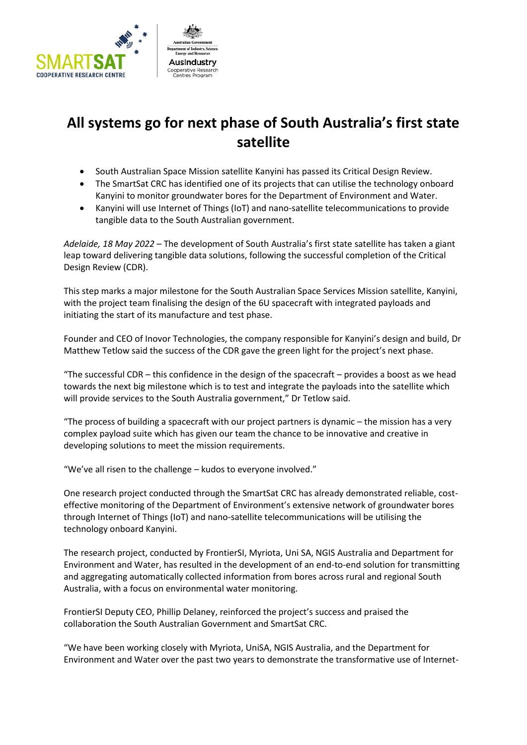# All systems go for next phase of South Australia's first state satellite

- South Australian Space Mission satellite Kanyini has passed its Critical Design Review.
- The SmartSat CRC has identified one of its projects that can utilise the technology onboard Kanyini to monitor groundwater bores for the Department of Environment and Water.
- Kanyini will use Internet of Things (IoT) and nano-satellite telecommunications to provide tangible data to the South Australian government.

*Adelaide, 18 May 2022* – The development of South Australia's first state satellite has taken a giant leap toward delivering tangible data solutions, following the successful completion of the Critical Design Review (CDR).

This step marks a major milestone for the South Australian Space Services Mission satellite, Kanyini, with the project team finalising the design of the 6U spacecraft with integrated payloads and initiating the start of its manufacture and test phase.

Founder and CEO of Inovor Technologies, the company responsible for Kanyini's design and build, Dr Matthew Tetlow said the success of the CDR gave the green light for the project's next phase.

"The successful CDR – this confidence in the design of the spacecraft – provides a boost as we head towards the next big milestone which is to test and integrate the payloads into the satellite which will provide services to the South Australia government," Dr Tetlow said.

"The process of building a spacecraft with our project partners is dynamic – the mission has a very complex payload suite which has given our team the chance to be innovative and creative in developing solutions to meet the mission requirements.

"We've all risen to the challenge – kudos to everyone involved."

One research project conducted through the SmartSat CRC has already demonstrated reliable, cost-effective monitoring of the Department of Environment's extensive network of groundwater bores through Internet of Things (IoT) and nano-satellite telecommunications will be utilising the technology onboard Kanyini.

The research project, conducted by FrontierSI, Myriota, Uni SA, NGIS Australia and Department for Environment and Water, has resulted in the development of an end-to-end solution for transmitting and aggregating automatically collected information from bores across rural and regional South Australia, with a focus on environmental water monitoring.

FrontierSI Deputy CEO, Phillip Delaney, reinforced the project's success and praised the collaboration the South Australian Government and SmartSat CRC.

"We have been working closely with Myriota, UniSA, NGIS Australia, and the Department for Environment and Water over the past two years to demonstrate the transformative use of Internet-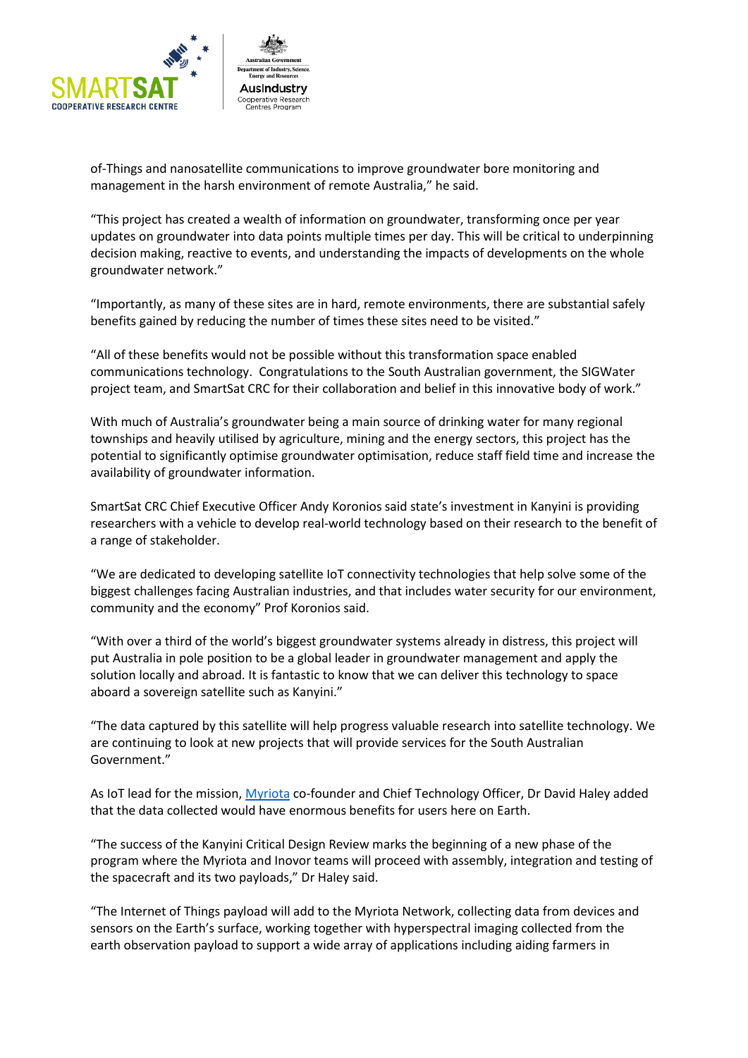of-Things and nanosatellite communications to improve groundwater bore monitoring and management in the harsh environment of remote Australia," he said.

"This project has created a wealth of information on groundwater, transforming once per year updates on groundwater into data points multiple times per day. This will be critical to underpinning decision making, reactive to events, and understanding the impacts of developments on the whole groundwater network."

"Importantly, as many of these sites are in hard, remote environments, there are substantial safely benefits gained by reducing the number of times these sites need to be visited."

"All of these benefits would not be possible without this transformation space enabled communications technology. Congratulations to the South Australian government, the SIGWater project team, and SmartSat CRC for their collaboration and belief in this innovative body of work."

With much of Australia's groundwater being a main source of drinking water for many regional townships and heavily utilised by agriculture, mining and the energy sectors, this project has the potential to significantly optimise groundwater optimisation, reduce staff field time and increase the availability of groundwater information.

SmartSat CRC Chief Executive Officer Andy Koronios said state's investment in Kanyini is providing researchers with a vehicle to develop real-world technology based on their research to the benefit of a range of stakeholder.

"We are dedicated to developing satellite IoT connectivity technologies that help solve some of the biggest challenges facing Australian industries, and that includes water security for our environment, community and the economy" Prof Koronios said.

"With over a third of the world's biggest groundwater systems already in distress, this project will put Australia in pole position to be a global leader in groundwater management and apply the solution locally and abroad. It is fantastic to know that we can deliver this technology to space aboard a sovereign satellite such as Kanyini."

"The data captured by this satellite will help progress valuable research into satellite technology. We are continuing to look at new projects that will provide services for the South Australian Government."

As IoT lead for the mission, Myriota co-founder and Chief Technology Officer, Dr David Haley added that the data collected would have enormous benefits for users here on Earth.

"The success of the Kanyini Critical Design Review marks the beginning of a new phase of the program where the Myriota and Inovor teams will proceed with assembly, integration and testing of the spacecraft and its two payloads," Dr Haley said.

"The Internet of Things payload will add to the Myriota Network, collecting data from devices and sensors on the Earth's surface, working together with hyperspectral imaging collected from the earth observation payload to support a wide array of applications including aiding farmers in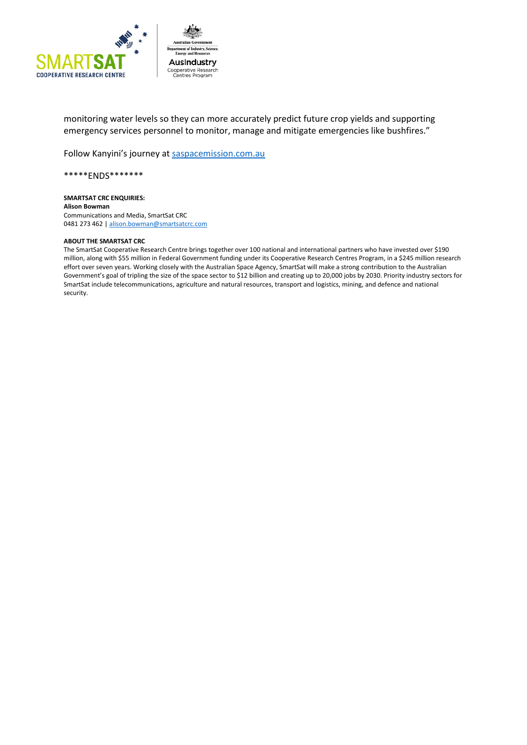monitoring water levels so they can more accurately predict future crop yields and supporting emergency services personnel to monitor, manage and mitigate emergencies like bushfires."

Follow Kanyini's journey at [saspacemission.com.au](saspacemission.com.au)

*****ENDS*******

**SMARTSAT CRC ENQUIRIES:**
**Alison Bowman**
Communications and Media, SmartSat CRC
0481 273 462 | [alison.bowman@smartsatcrc.com](mailto:alison.bowman@smartsatcrc.com)

**ABOUT THE SMARTSAT CRC**

The SmartSat Cooperative Research Centre brings together over 100 national and international partners who have invested over $190 million, along with $55 million in Federal Government funding under its Cooperative Research Centres Program, in a $245 million research effort over seven years. Working closely with the Australian Space Agency, SmartSat will make a strong contribution to the Australian Government's goal of tripling the size of the space sector to $12 billion and creating up to 20,000 jobs by 2030. Priority industry sectors for SmartSat include telecommunications, agriculture and natural resources, transport and logistics, mining, and defence and national security.